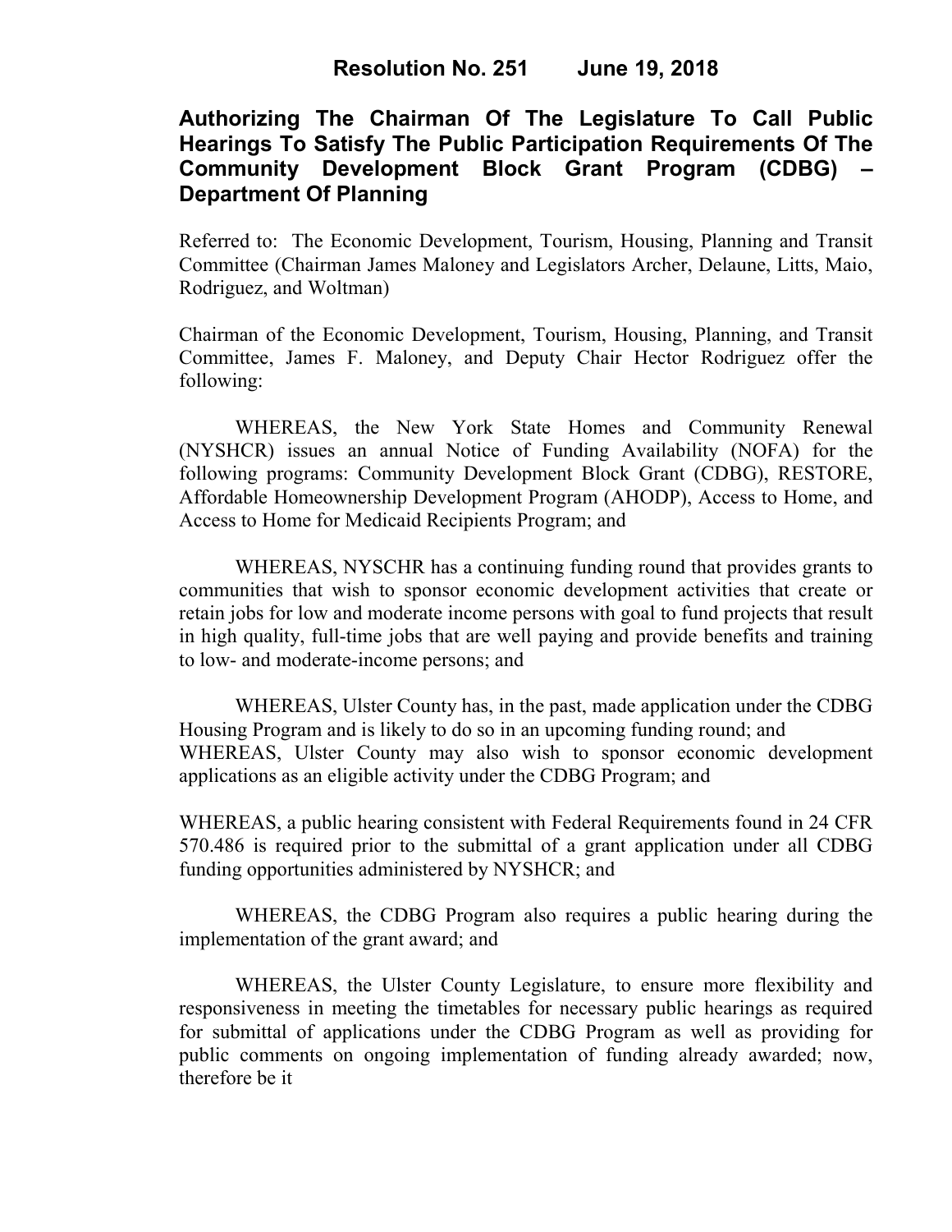# Resolution No. 251 June 19, 2018

## Authorizing The Chairman Of The Legislature To Call Public Hearings To Satisfy The Public Participation Requirements Of The Community Development Block Grant Program (CDBG) – Department Of Planning

Referred to: The Economic Development, Tourism, Housing, Planning and Transit Committee (Chairman James Maloney and Legislators Archer, Delaune, Litts, Maio, Rodriguez, and Woltman)

Chairman of the Economic Development, Tourism, Housing, Planning, and Transit Committee, James F. Maloney, and Deputy Chair Hector Rodriguez offer the following:

WHEREAS, the New York State Homes and Community Renewal (NYSHCR) issues an annual Notice of Funding Availability (NOFA) for the following programs: Community Development Block Grant (CDBG), RESTORE, Affordable Homeownership Development Program (AHODP), Access to Home, and Access to Home for Medicaid Recipients Program; and

WHEREAS, NYSCHR has a continuing funding round that provides grants to communities that wish to sponsor economic development activities that create or retain jobs for low and moderate income persons with goal to fund projects that result in high quality, full-time jobs that are well paying and provide benefits and training to low- and moderate-income persons; and

WHEREAS, Ulster County has, in the past, made application under the CDBG Housing Program and is likely to do so in an upcoming funding round; and

WHEREAS, Ulster County may also wish to sponsor economic development applications as an eligible activity under the CDBG Program; and

WHEREAS, a public hearing consistent with Federal Requirements found in 24 CFR 570.486 is required prior to the submittal of a grant application under all CDBG funding opportunities administered by NYSHCR; and

WHEREAS, the CDBG Program also requires a public hearing during the implementation of the grant award; and

WHEREAS, the Ulster County Legislature, to ensure more flexibility and responsiveness in meeting the timetables for necessary public hearings as required for submittal of applications under the CDBG Program as well as providing for public comments on ongoing implementation of funding already awarded; now, therefore be it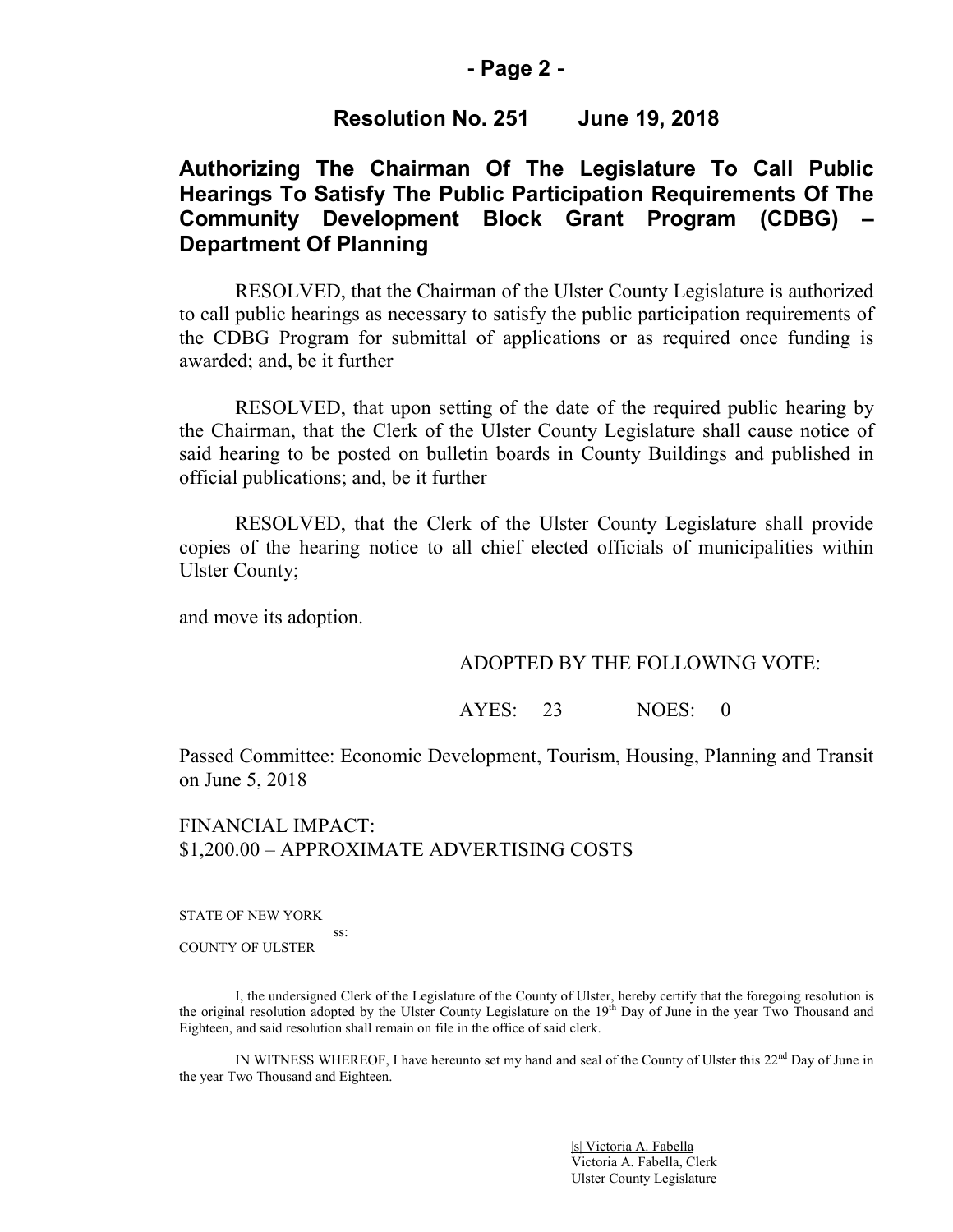## Resolution No. 251 June 19, 2018

## Authorizing The Chairman Of The Legislature To Call Public Hearings To Satisfy The Public Participation Requirements Of The Community Development Block Grant Program (CDBG) – Department Of Planning

RESOLVED, that the Chairman of the Ulster County Legislature is authorized to call public hearings as necessary to satisfy the public participation requirements of the CDBG Program for submittal of applications or as required once funding is awarded; and, be it further

RESOLVED, that upon setting of the date of the required public hearing by the Chairman, that the Clerk of the Ulster County Legislature shall cause notice of said hearing to be posted on bulletin boards in County Buildings and published in official publications; and, be it further

RESOLVED, that the Clerk of the Ulster County Legislature shall provide copies of the hearing notice to all chief elected officials of municipalities within Ulster County;

and move its adoption.

ADOPTED BY THE FOLLOWING VOTE:

AYES: 23 NOES: 0

Passed Committee: Economic Development, Tourism, Housing, Planning and Transit on June 5, 2018

FINANCIAL IMPACT:
$1,200.00 – APPROXIMATE ADVERTISING COSTS

STATE OF NEW YORK
ss:
COUNTY OF ULSTER

I, the undersigned Clerk of the Legislature of the County of Ulster, hereby certify that the foregoing resolution is the original resolution adopted by the Ulster County Legislature on the 19th Day of June in the year Two Thousand and Eighteen, and said resolution shall remain on file in the office of said clerk.

IN WITNESS WHEREOF, I have hereunto set my hand and seal of the County of Ulster this 22nd Day of June in the year Two Thousand and Eighteen.

|s| Victoria A. Fabella
Victoria A. Fabella, Clerk
Ulster County Legislature